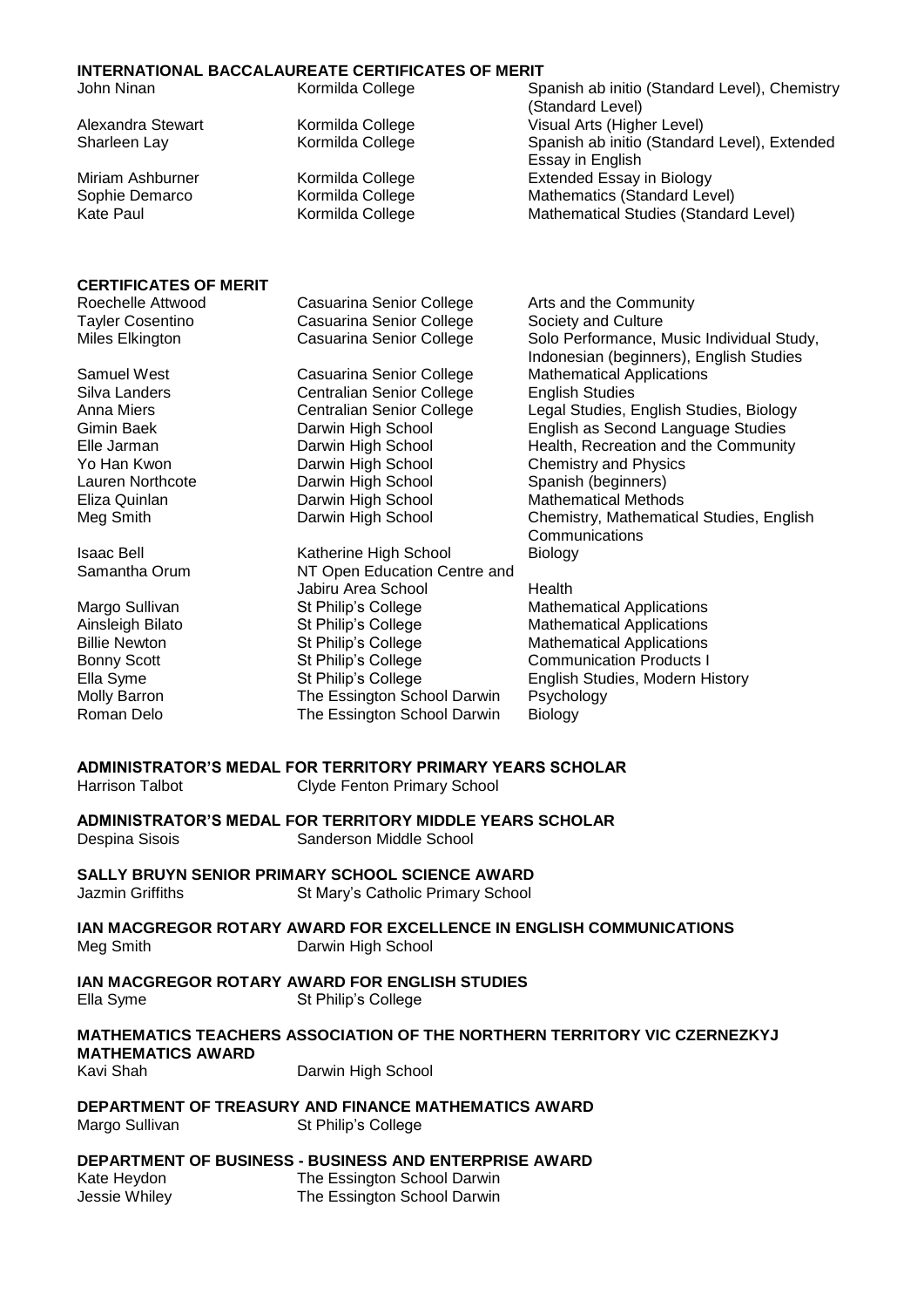## INTERNATIONAL BACCALAUREATE CERTIFICATES OF MERIT

| | | |
|---|---|---|
| John Ninan | Kormilda College | Spanish ab initio (Standard Level), Chemistry (Standard Level) |
| Alexandra Stewart | Kormilda College | Visual Arts (Higher Level) |
| Sharleen Lay | Kormilda College | Spanish ab initio (Standard Level), Extended Essay in English |
| Miriam Ashburner | Kormilda College | Extended Essay in Biology |
| Sophie Demarco | Kormilda College | Mathematics (Standard Level) |
| Kate Paul | Kormilda College | Mathematical Studies (Standard Level) |

## CERTIFICATES OF MERIT

| | | |
|---|---|---|
| Roechelle Attwood | Casuarina Senior College | Arts and the Community |
| Tayler Cosentino | Casuarina Senior College | Society and Culture |
| Miles Elkington | Casuarina Senior College | Solo Performance, Music Individual Study, Indonesian (beginners), English Studies |
| Samuel West | Casuarina Senior College | Mathematical Applications |
| Silva Landers | Centralian Senior College | English Studies |
| Anna Miers | Centralian Senior College | Legal Studies, English Studies, Biology |
| Gimin Baek | Darwin High School | English as Second Language Studies |
| Elle Jarman | Darwin High School | Health, Recreation and the Community |
| Yo Han Kwon | Darwin High School | Chemistry and Physics |
| Lauren Northcote | Darwin High School | Spanish (beginners) |
| Eliza Quinlan | Darwin High School | Mathematical Methods |
| Meg Smith | Darwin High School | Chemistry, Mathematical Studies, English Communications |
| Isaac Bell | Katherine High School | Biology |
| Samantha Orum | NT Open Education Centre and Jabiru Area School | Health |
| Margo Sullivan | St Philip's College | Mathematical Applications |
| Ainsleigh Bilato | St Philip's College | Mathematical Applications |
| Billie Newton | St Philip's College | Mathematical Applications |
| Bonny Scott | St Philip's College | Communication Products I |
| Ella Syme | St Philip's College | English Studies, Modern History |
| Molly Barron | The Essington School Darwin | Psychology |
| Roman Delo | The Essington School Darwin | Biology |

## ADMINISTRATOR'S MEDAL FOR TERRITORY PRIMARY YEARS SCHOLAR

Harrison Talbot — Clyde Fenton Primary School

## ADMINISTRATOR'S MEDAL FOR TERRITORY MIDDLE YEARS SCHOLAR

Despina Sisois — Sanderson Middle School

## SALLY BRUYN SENIOR PRIMARY SCHOOL SCIENCE AWARD

Jazmin Griffiths — St Mary's Catholic Primary School

## IAN MACGREGOR ROTARY AWARD FOR EXCELLENCE IN ENGLISH COMMUNICATIONS

Meg Smith — Darwin High School

## IAN MACGREGOR ROTARY AWARD FOR ENGLISH STUDIES

Ella Syme — St Philip's College

## MATHEMATICS TEACHERS ASSOCIATION OF THE NORTHERN TERRITORY VIC CZERNEZKYJ MATHEMATICS AWARD

Kavi Shah — Darwin High School

## DEPARTMENT OF TREASURY AND FINANCE MATHEMATICS AWARD

Margo Sullivan — St Philip's College

## DEPARTMENT OF BUSINESS - BUSINESS AND ENTERPRISE AWARD

Kate Heydon — The Essington School Darwin

Jessie Whiley — The Essington School Darwin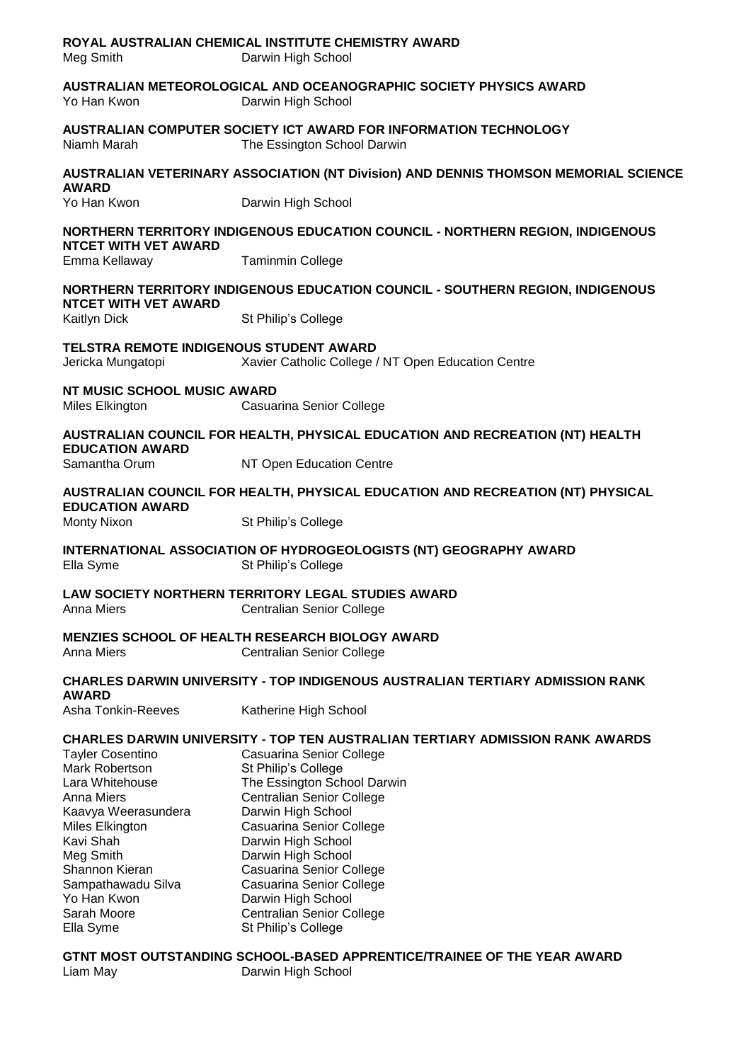**ROYAL AUSTRALIAN CHEMICAL INSTITUTE CHEMISTRY AWARD**

Meg Smith — Darwin High School

**AUSTRALIAN METEOROLOGICAL AND OCEANOGRAPHIC SOCIETY PHYSICS AWARD**

Yo Han Kwon — Darwin High School

**AUSTRALIAN COMPUTER SOCIETY ICT AWARD FOR INFORMATION TECHNOLOGY**

Niamh Marah — The Essington School Darwin

**AUSTRALIAN VETERINARY ASSOCIATION (NT Division) AND DENNIS THOMSON MEMORIAL SCIENCE AWARD**

Yo Han Kwon — Darwin High School

**NORTHERN TERRITORY INDIGENOUS EDUCATION COUNCIL - NORTHERN REGION, INDIGENOUS NTCET WITH VET AWARD**

Emma Kellaway — Taminmin College

**NORTHERN TERRITORY INDIGENOUS EDUCATION COUNCIL - SOUTHERN REGION, INDIGENOUS NTCET WITH VET AWARD**

Kaitlyn Dick — St Philip's College

**TELSTRA REMOTE INDIGENOUS STUDENT AWARD**

Jericka Mungatopi — Xavier Catholic College / NT Open Education Centre

**NT MUSIC SCHOOL MUSIC AWARD**

Miles Elkington — Casuarina Senior College

**AUSTRALIAN COUNCIL FOR HEALTH, PHYSICAL EDUCATION AND RECREATION (NT) HEALTH EDUCATION AWARD**

Samantha Orum — NT Open Education Centre

**AUSTRALIAN COUNCIL FOR HEALTH, PHYSICAL EDUCATION AND RECREATION (NT) PHYSICAL EDUCATION AWARD**

Monty Nixon — St Philip's College

**INTERNATIONAL ASSOCIATION OF HYDROGEOLOGISTS (NT) GEOGRAPHY AWARD**

Ella Syme — St Philip's College

**LAW SOCIETY NORTHERN TERRITORY LEGAL STUDIES AWARD**

Anna Miers — Centralian Senior College

**MENZIES SCHOOL OF HEALTH RESEARCH BIOLOGY AWARD**

Anna Miers — Centralian Senior College

**CHARLES DARWIN UNIVERSITY - TOP INDIGENOUS AUSTRALIAN TERTIARY ADMISSION RANK AWARD**

Asha Tonkin-Reeves — Katherine High School

**CHARLES DARWIN UNIVERSITY - TOP TEN AUSTRALIAN TERTIARY ADMISSION RANK AWARDS**

| | |
|---|---|
| Tayler Cosentino | Casuarina Senior College |
| Mark Robertson | St Philip's College |
| Lara Whitehouse | The Essington School Darwin |
| Anna Miers | Centralian Senior College |
| Kaavya Weerasundera | Darwin High School |
| Miles Elkington | Casuarina Senior College |
| Kavi Shah | Darwin High School |
| Meg Smith | Darwin High School |
| Shannon Kieran | Casuarina Senior College |
| Sampathawadu Silva | Casuarina Senior College |
| Yo Han Kwon | Darwin High School |
| Sarah Moore | Centralian Senior College |
| Ella Syme | St Philip's College |

**GTNT MOST OUTSTANDING SCHOOL-BASED APPRENTICE/TRAINEE OF THE YEAR AWARD**

Liam May — Darwin High School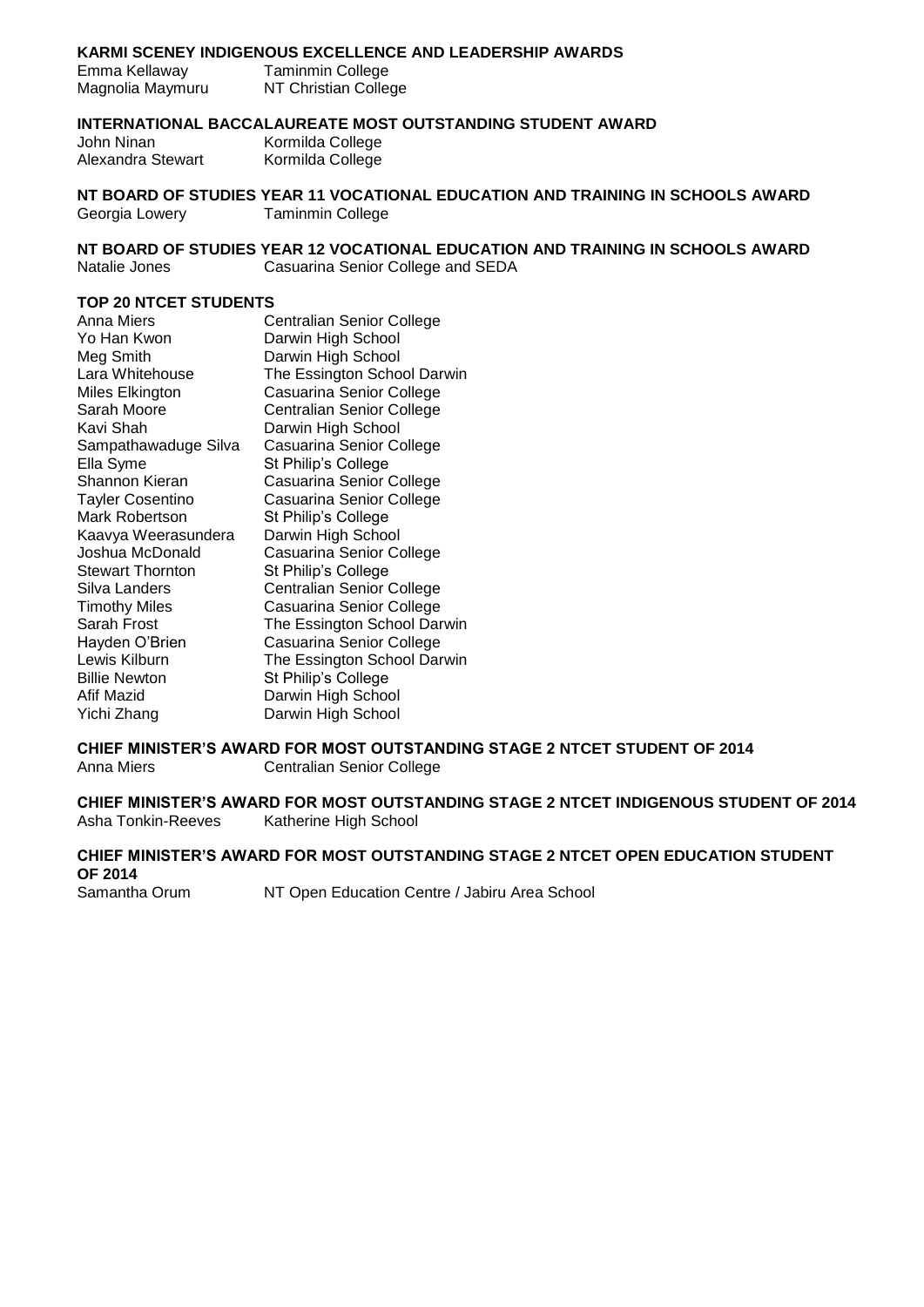**KARMI SCENEY INDIGENOUS EXCELLENCE AND LEADERSHIP AWARDS**

| | |
|---|---|
| Emma Kellaway | Taminmin College |
| Magnolia Maymuru | NT Christian College |

**INTERNATIONAL BACCALAUREATE MOST OUTSTANDING STUDENT AWARD**

| | |
|---|---|
| John Ninan | Kormilda College |
| Alexandra Stewart | Kormilda College |

**NT BOARD OF STUDIES YEAR 11 VOCATIONAL EDUCATION AND TRAINING IN SCHOOLS AWARD**

| | |
|---|---|
| Georgia Lowery | Taminmin College |

**NT BOARD OF STUDIES YEAR 12 VOCATIONAL EDUCATION AND TRAINING IN SCHOOLS AWARD**

| | |
|---|---|
| Natalie Jones | Casuarina Senior College and SEDA |

**TOP 20 NTCET STUDENTS**

| | |
|---|---|
| Anna Miers | Centralian Senior College |
| Yo Han Kwon | Darwin High School |
| Meg Smith | Darwin High School |
| Lara Whitehouse | The Essington School Darwin |
| Miles Elkington | Casuarina Senior College |
| Sarah Moore | Centralian Senior College |
| Kavi Shah | Darwin High School |
| Sampathawaduge Silva | Casuarina Senior College |
| Ella Syme | St Philip's College |
| Shannon Kieran | Casuarina Senior College |
| Tayler Cosentino | Casuarina Senior College |
| Mark Robertson | St Philip's College |
| Kaavya Weerasundera | Darwin High School |
| Joshua McDonald | Casuarina Senior College |
| Stewart Thornton | St Philip's College |
| Silva Landers | Centralian Senior College |
| Timothy Miles | Casuarina Senior College |
| Sarah Frost | The Essington School Darwin |
| Hayden O'Brien | Casuarina Senior College |
| Lewis Kilburn | The Essington School Darwin |
| Billie Newton | St Philip's College |
| Afif Mazid | Darwin High School |
| Yichi Zhang | Darwin High School |

**CHIEF MINISTER'S AWARD FOR MOST OUTSTANDING STAGE 2 NTCET STUDENT OF 2014**

| | |
|---|---|
| Anna Miers | Centralian Senior College |

**CHIEF MINISTER'S AWARD FOR MOST OUTSTANDING STAGE 2 NTCET INDIGENOUS STUDENT OF 2014**

| | |
|---|---|
| Asha Tonkin-Reeves | Katherine High School |

**CHIEF MINISTER'S AWARD FOR MOST OUTSTANDING STAGE 2 NTCET OPEN EDUCATION STUDENT OF 2014**

| | |
|---|---|
| Samantha Orum | NT Open Education Centre / Jabiru Area School |